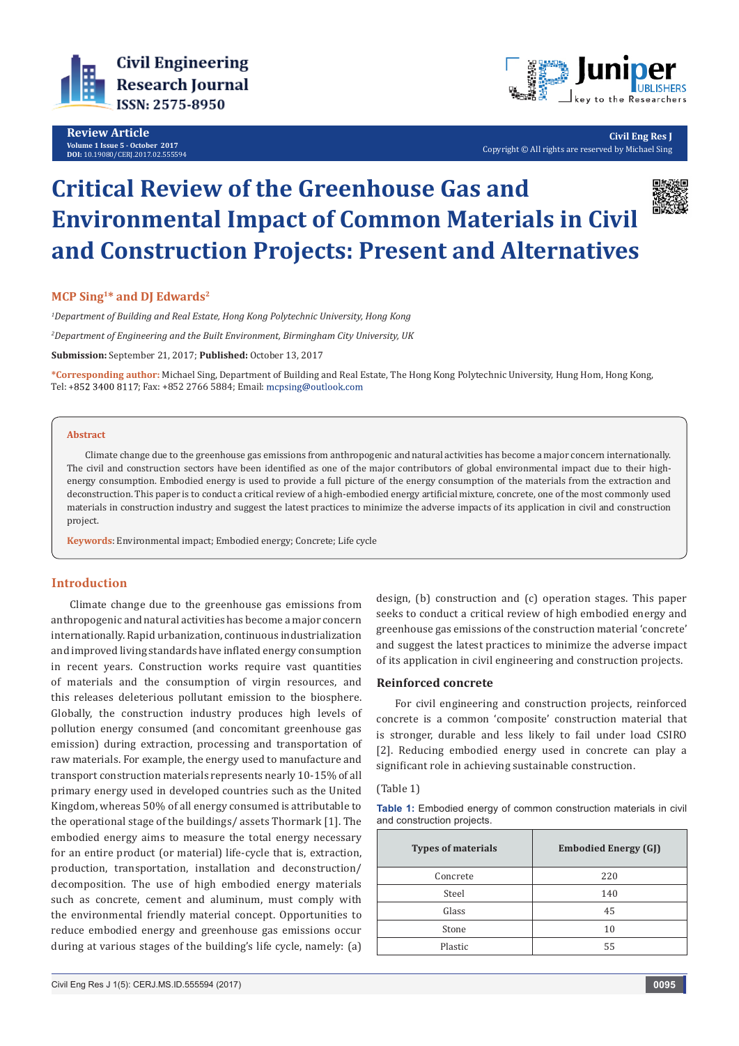# Critical Review of the Greenhouse Gas and Environmental Impact of Common Materials in Civil and Construction Projects: Present and Alternatives

**MCP Sing[1]* and DJ Edwards[2]**

*[1]Department of Building and Real Estate, Hong Kong Polytechnic University, Hong Kong*

*[2]Department of Engineering and the Built Environment, Birmingham City University, UK*

**Submission:** September 21, 2017; **Published:** October 13, 2017

***Corresponding author:** Michael Sing, Department of Building and Real Estate, The Hong Kong Polytechnic University, Hung Hom, Hong Kong, Tel: +852 3400 8117; Fax: +852 2766 5884; Email: mcpsing@outlook.com

**Abstract**

Climate change due to the greenhouse gas emissions from anthropogenic and natural activities has become a major concern internationally. The civil and construction sectors have been identified as one of the major contributors of global environmental impact due to their high-energy consumption. Embodied energy is used to provide a full picture of the energy consumption of the materials from the extraction and deconstruction. This paper is to conduct a critical review of a high-embodied energy artificial mixture, concrete, one of the most commonly used materials in construction industry and suggest the latest practices to minimize the adverse impacts of its application in civil and construction project.

**Keywords**: Environmental impact; Embodied energy; Concrete; Life cycle

## Introduction

Climate change due to the greenhouse gas emissions from anthropogenic and natural activities has become a major concern internationally. Rapid urbanization, continuous industrialization and improved living standards have inflated energy consumption in recent years. Construction works require vast quantities of materials and the consumption of virgin resources, and this releases deleterious pollutant emission to the biosphere. Globally, the construction industry produces high levels of pollution energy consumed (and concomitant greenhouse gas emission) during extraction, processing and transportation of raw materials. For example, the energy used to manufacture and transport construction materials represents nearly 10-15% of all primary energy used in developed countries such as the United Kingdom, whereas 50% of all energy consumed is attributable to the operational stage of the buildings/ assets Thormark [1]. The embodied energy aims to measure the total energy necessary for an entire product (or material) life-cycle that is, extraction, production, transportation, installation and deconstruction/ decomposition. The use of high embodied energy materials such as concrete, cement and aluminum, must comply with the environmental friendly material concept. Opportunities to reduce embodied energy and greenhouse gas emissions occur during at various stages of the building's life cycle, namely: (a) design, (b) construction and (c) operation stages. This paper seeks to conduct a critical review of high embodied energy and greenhouse gas emissions of the construction material 'concrete' and suggest the latest practices to minimize the adverse impact of its application in civil engineering and construction projects.

### Reinforced concrete

For civil engineering and construction projects, reinforced concrete is a common 'composite' construction material that is stronger, durable and less likely to fail under load CSIRO [2]. Reducing embodied energy used in concrete can play a significant role in achieving sustainable construction.

(Table 1)

**Table 1:** Embodied energy of common construction materials in civil and construction projects.

| Types of materials | Embodied Energy (GJ) |
|---|---|
| Concrete | 220 |
| Steel | 140 |
| Glass | 45 |
| Stone | 10 |
| Plastic | 55 |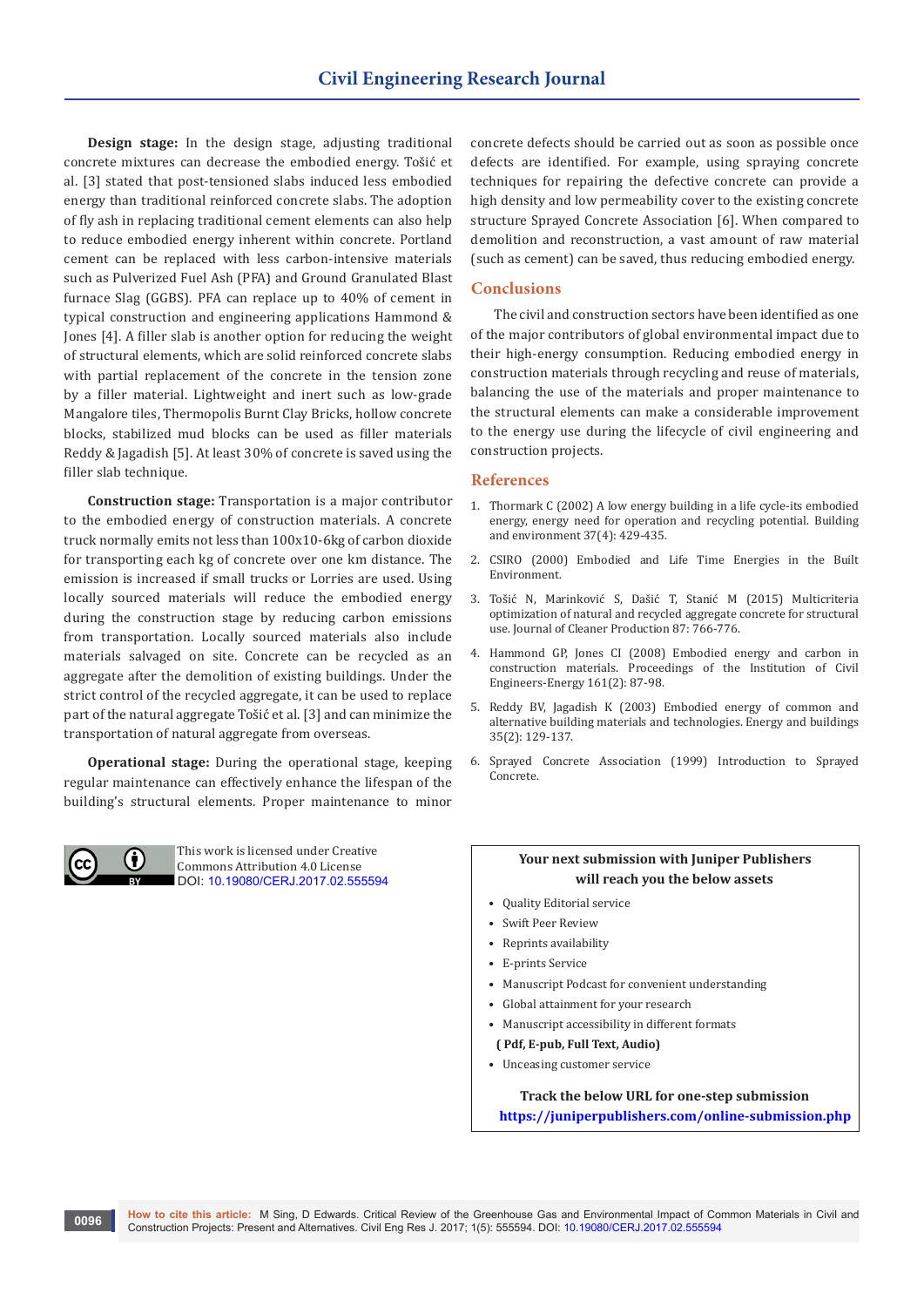**Design stage:** In the design stage, adjusting traditional concrete mixtures can decrease the embodied energy. Tošić et al. [3] stated that post-tensioned slabs induced less embodied energy than traditional reinforced concrete slabs. The adoption of fly ash in replacing traditional cement elements can also help to reduce embodied energy inherent within concrete. Portland cement can be replaced with less carbon-intensive materials such as Pulverized Fuel Ash (PFA) and Ground Granulated Blast furnace Slag (GGBS). PFA can replace up to 40% of cement in typical construction and engineering applications Hammond & Jones [4]. A filler slab is another option for reducing the weight of structural elements, which are solid reinforced concrete slabs with partial replacement of the concrete in the tension zone by a filler material. Lightweight and inert such as low-grade Mangalore tiles, Thermopolis Burnt Clay Bricks, hollow concrete blocks, stabilized mud blocks can be used as filler materials Reddy & Jagadish [5]. At least 30% of concrete is saved using the filler slab technique.

**Construction stage:** Transportation is a major contributor to the embodied energy of construction materials. A concrete truck normally emits not less than 100x10-6kg of carbon dioxide for transporting each kg of concrete over one km distance. The emission is increased if small trucks or Lorries are used. Using locally sourced materials will reduce the embodied energy during the construction stage by reducing carbon emissions from transportation. Locally sourced materials also include materials salvaged on site. Concrete can be recycled as an aggregate after the demolition of existing buildings. Under the strict control of the recycled aggregate, it can be used to replace part of the natural aggregate Tošić et al. [3] and can minimize the transportation of natural aggregate from overseas.

**Operational stage:** During the operational stage, keeping regular maintenance can effectively enhance the lifespan of the building's structural elements. Proper maintenance to minor concrete defects should be carried out as soon as possible once defects are identified. For example, using spraying concrete techniques for repairing the defective concrete can provide a high density and low permeability cover to the existing concrete structure Sprayed Concrete Association [6]. When compared to demolition and reconstruction, a vast amount of raw material (such as cement) can be saved, thus reducing embodied energy.

## Conclusions

The civil and construction sectors have been identified as one of the major contributors of global environmental impact due to their high-energy consumption. Reducing embodied energy in construction materials through recycling and reuse of materials, balancing the use of the materials and proper maintenance to the structural elements can make a considerable improvement to the energy use during the lifecycle of civil engineering and construction projects.

## References

1. Thormark C (2002) A low energy building in a life cycle-its embodied energy, energy need for operation and recycling potential. Building and environment 37(4): 429-435.
2. CSIRO (2000) Embodied and Life Time Energies in the Built Environment.
3. Tošić N, Marinković S, Dašić T, Stanić M (2015) Multicriteria optimization of natural and recycled aggregate concrete for structural use. Journal of Cleaner Production 87: 766-776.
4. Hammond GP, Jones CI (2008) Embodied energy and carbon in construction materials. Proceedings of the Institution of Civil Engineers-Energy 161(2): 87-98.
5. Reddy BV, Jagadish K (2003) Embodied energy of common and alternative building materials and technologies. Energy and buildings 35(2): 129-137.
6. Sprayed Concrete Association (1999) Introduction to Sprayed Concrete.

This work is licensed under Creative Commons Attribution 4.0 License
DOI: 10.19080/CERJ.2017.02.555594

**Your next submission with Juniper Publishers will reach you the below assets**

- Quality Editorial service
- Swift Peer Review
- Reprints availability
- E-prints Service
- Manuscript Podcast for convenient understanding
- Global attainment for your research
- Manuscript accessibility in different formats
  **( Pdf, E-pub, Full Text, Audio)**
- Unceasing customer service

**Track the below URL for one-step submission**
**https://juniperpublishers.com/online-submission.php**

**How to cite this article:** M Sing, D Edwards. Critical Review of the Greenhouse Gas and Environmental Impact of Common Materials in Civil and Construction Projects: Present and Alternatives. Civil Eng Res J. 2017; 1(5): 555594. DOI: 10.19080/CERJ.2017.02.555594